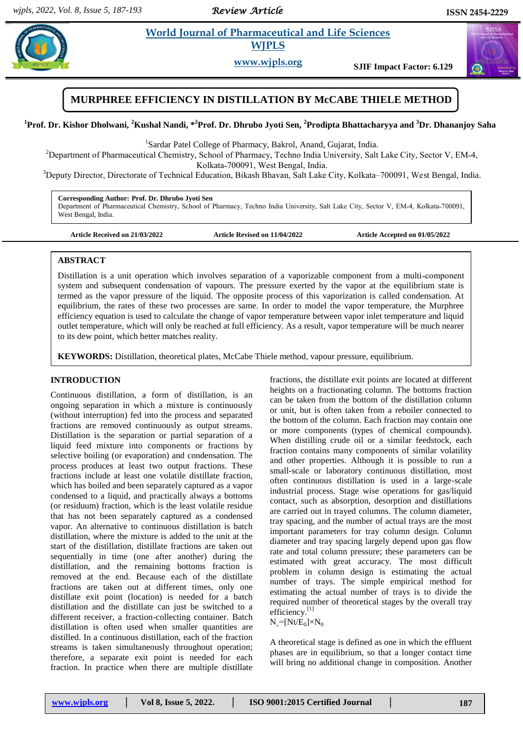# MURPHREE EFFICIENCY IN DISTILLATION BY McCABE THIELE METHOD

[1]Prof. Dr. Kishor Dholwani, [2]Kushal Nandi, *[2]Prof. Dr. Dhrubo Jyoti Sen, [2]Prodipta Bhattacharyya and [3]Dr. Dhananjoy Saha

[1]Sardar Patel College of Pharmacy, Bakrol, Anand, Gujarat, India.

[2]Department of Pharmaceutical Chemistry, School of Pharmacy, Techno India University, Salt Lake City, Sector V, EM-4, Kolkata-700091, West Bengal, India.

[3]Deputy Director, Directorate of Technical Education, Bikash Bhavan, Salt Lake City, Kolkata–700091, West Bengal, India.

**Corresponding Author: Prof. Dr. Dhrubo Jyoti Sen**
Department of Pharmaceutical Chemistry, School of Pharmacy, Techno India University, Salt Lake City, Sector V, EM-4, Kolkata-700091, West Bengal, India.

**Article Received on 21/03/2022** **Article Revised on 11/04/2022** **Article Accepted on 01/05/2022**

## ABSTRACT

Distillation is a unit operation which involves separation of a vaporizable component from a multi-component system and subsequent condensation of vapours. The pressure exerted by the vapor at the equilibrium state is termed as the vapor pressure of the liquid. The opposite process of this vaporization is called condensation. At equilibrium, the rates of these two processes are same. In order to model the vapor temperature, the Murphree efficiency equation is used to calculate the change of vapor temperature between vapor inlet temperature and liquid outlet temperature, which will only be reached at full efficiency. As a result, vapor temperature will be much nearer to its dew point, which better matches reality.

**KEYWORDS:** Distillation, theoretical plates, McCabe Thiele method, vapour pressure, equilibrium.

## INTRODUCTION

Continuous distillation, a form of distillation, is an ongoing separation in which a mixture is continuously (without interruption) fed into the process and separated fractions are removed continuously as output streams. Distillation is the separation or partial separation of a liquid feed mixture into components or fractions by selective boiling (or evaporation) and condensation. The process produces at least two output fractions. These fractions include at least one volatile distillate fraction, which has boiled and been separately captured as a vapor condensed to a liquid, and practically always a bottoms (or residuum) fraction, which is the least volatile residue that has not been separately captured as a condensed vapor. An alternative to continuous distillation is batch distillation, where the mixture is added to the unit at the start of the distillation, distillate fractions are taken out sequentially in time (one after another) during the distillation, and the remaining bottoms fraction is removed at the end. Because each of the distillate fractions are taken out at different times, only one distillate exit point (location) is needed for a batch distillation and the distillate can just be switched to a different receiver, a fraction-collecting container. Batch distillation is often used when smaller quantities are distilled. In a continuous distillation, each of the fraction streams is taken simultaneously throughout operation; therefore, a separate exit point is needed for each fraction. In practice when there are multiple distillate fractions, the distillate exit points are located at different heights on a fractionating column. The bottoms fraction can be taken from the bottom of the distillation column or unit, but is often taken from a reboiler connected to the bottom of the column. Each fraction may contain one or more components (types of chemical compounds). When distilling crude oil or a similar feedstock, each fraction contains many components of similar volatility and other properties. Although it is possible to run a small-scale or laboratory continuous distillation, most often continuous distillation is used in a large-scale industrial process. Stage wise operations for gas/liquid contact, such as absorption, desorption and distillations are carried out in trayed columns. The column diameter, tray spacing, and the number of actual trays are the most important parameters for tray column design. Column diameter and tray spacing largely depend upon gas flow rate and total column pressure; these parameters can be estimated with great accuracy. The most difficult problem in column design is estimating the actual number of trays. The simple empirical method for estimating the actual number of trays is to divide the required number of theoretical stages by the overall tray efficiency.[1]

$N_{\circ}=[Nt/E_0]\times N_0$

A theoretical stage is defined as one in which the effluent phases are in equilibrium, so that a longer contact time will bring no additional change in composition. Another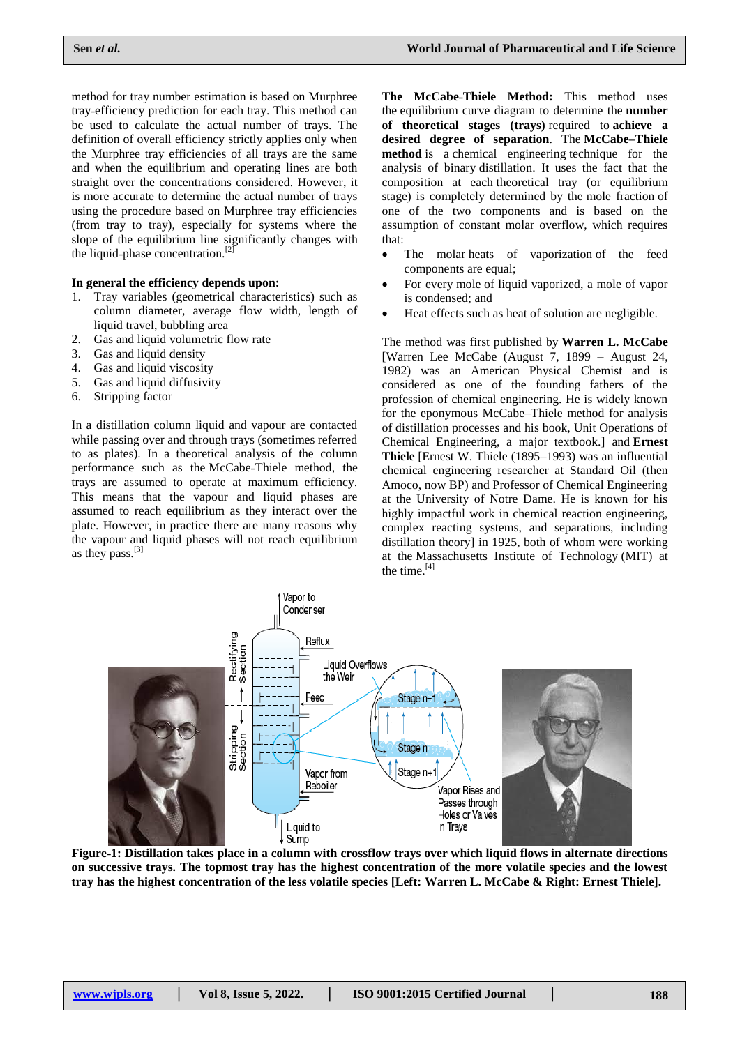method for tray number estimation is based on Murphree tray-efficiency prediction for each tray. This method can be used to calculate the actual number of trays. The definition of overall efficiency strictly applies only when the Murphree tray efficiencies of all trays are the same and when the equilibrium and operating lines are both straight over the concentrations considered. However, it is more accurate to determine the actual number of trays using the procedure based on Murphree tray efficiencies (from tray to tray), especially for systems where the slope of the equilibrium line significantly changes with the liquid-phase concentration.[2]

**In general the efficiency depends upon:**

1. Tray variables (geometrical characteristics) such as column diameter, average flow width, length of liquid travel, bubbling area
2. Gas and liquid volumetric flow rate
3. Gas and liquid density
4. Gas and liquid viscosity
5. Gas and liquid diffusivity
6. Stripping factor

In a distillation column liquid and vapour are contacted while passing over and through trays (sometimes referred to as plates). In a theoretical analysis of the column performance such as the McCabe-Thiele method, the trays are assumed to operate at maximum efficiency. This means that the vapour and liquid phases are assumed to reach equilibrium as they interact over the plate. However, in practice there are many reasons why the vapour and liquid phases will not reach equilibrium as they pass.[3]

**The McCabe-Thiele Method:** This method uses the equilibrium curve diagram to determine the **number of theoretical stages (trays)** required to **achieve a desired degree of separation**. The **McCabe–Thiele method** is a chemical engineering technique for the analysis of binary distillation. It uses the fact that the composition at each theoretical tray (or equilibrium stage) is completely determined by the mole fraction of one of the two components and is based on the assumption of constant molar overflow, which requires that:

- The molar heats of vaporization of the feed components are equal;
- For every mole of liquid vaporized, a mole of vapor is condensed; and
- Heat effects such as heat of solution are negligible.

The method was first published by **Warren L. McCabe** [Warren Lee McCabe (August 7, 1899 – August 24, 1982) was an American Physical Chemist and is considered as one of the founding fathers of the profession of chemical engineering. He is widely known for the eponymous McCabe–Thiele method for analysis of distillation processes and his book, Unit Operations of Chemical Engineering, a major textbook.] and **Ernest Thiele** [Ernest W. Thiele (1895–1993) was an influential chemical engineering researcher at Standard Oil (then Amoco, now BP) and Professor of Chemical Engineering at the University of Notre Dame. He is known for his highly impactful work in chemical reaction engineering, complex reacting systems, and separations, including distillation theory] in 1925, both of whom were working at the Massachusetts Institute of Technology (MIT) at the time.[4]

**Figure-1: Distillation takes place in a column with crossflow trays over which liquid flows in alternate directions on successive trays. The topmost tray has the highest concentration of the more volatile species and the lowest tray has the highest concentration of the less volatile species [Left: Warren L. McCabe & Right: Ernest Thiele].**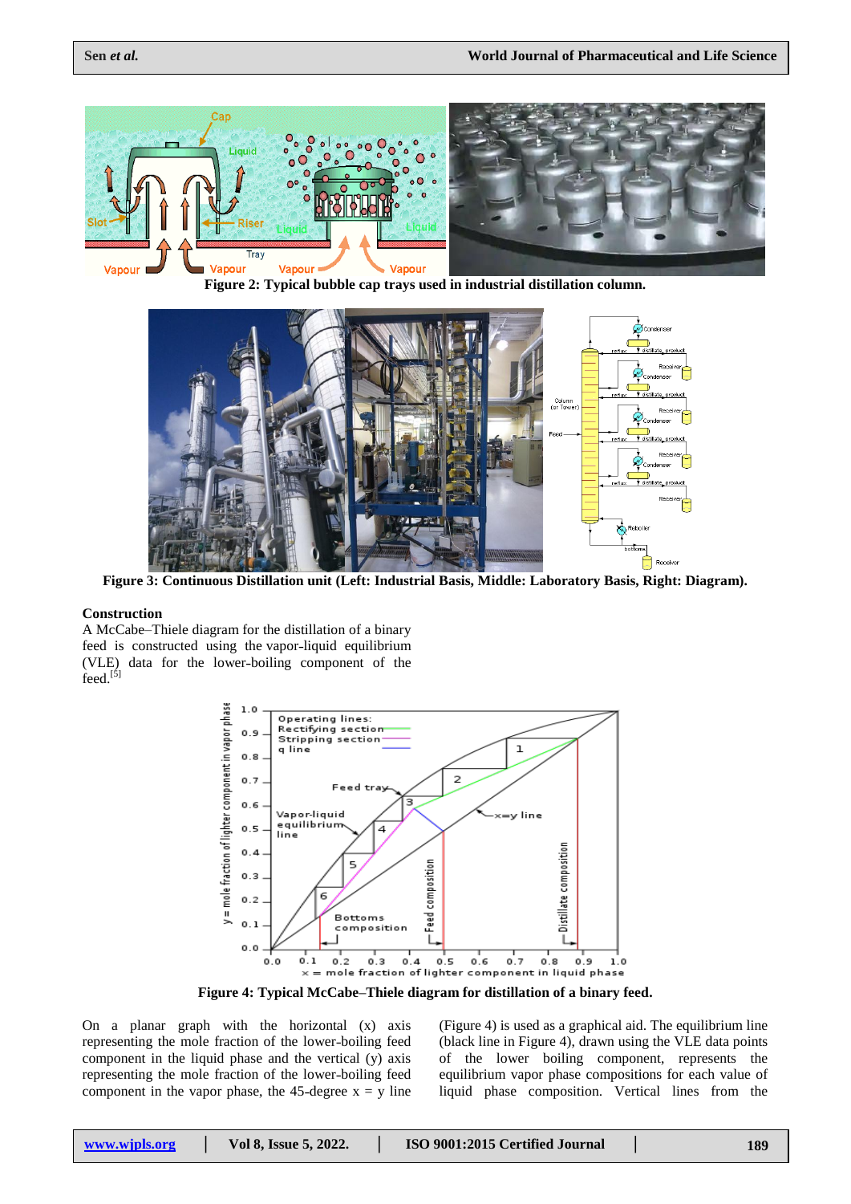Figure 2: Typical bubble cap trays used in industrial distillation column.

Figure 3: Continuous Distillation unit (Left: Industrial Basis, Middle: Laboratory Basis, Right: Diagram).

### Construction

A McCabe–Thiele diagram for the distillation of a binary feed is constructed using the vapor-liquid equilibrium (VLE) data for the lower-boiling component of the feed.[5]

Figure 4: Typical McCabe–Thiele diagram for distillation of a binary feed.

On a planar graph with the horizontal (x) axis representing the mole fraction of the lower-boiling feed component in the liquid phase and the vertical (y) axis representing the mole fraction of the lower-boiling feed component in the vapor phase, the 45-degree x = y line (Figure 4) is used as a graphical aid. The equilibrium line (black line in Figure 4), drawn using the VLE data points of the lower boiling component, represents the equilibrium vapor phase compositions for each value of liquid phase composition. Vertical lines from the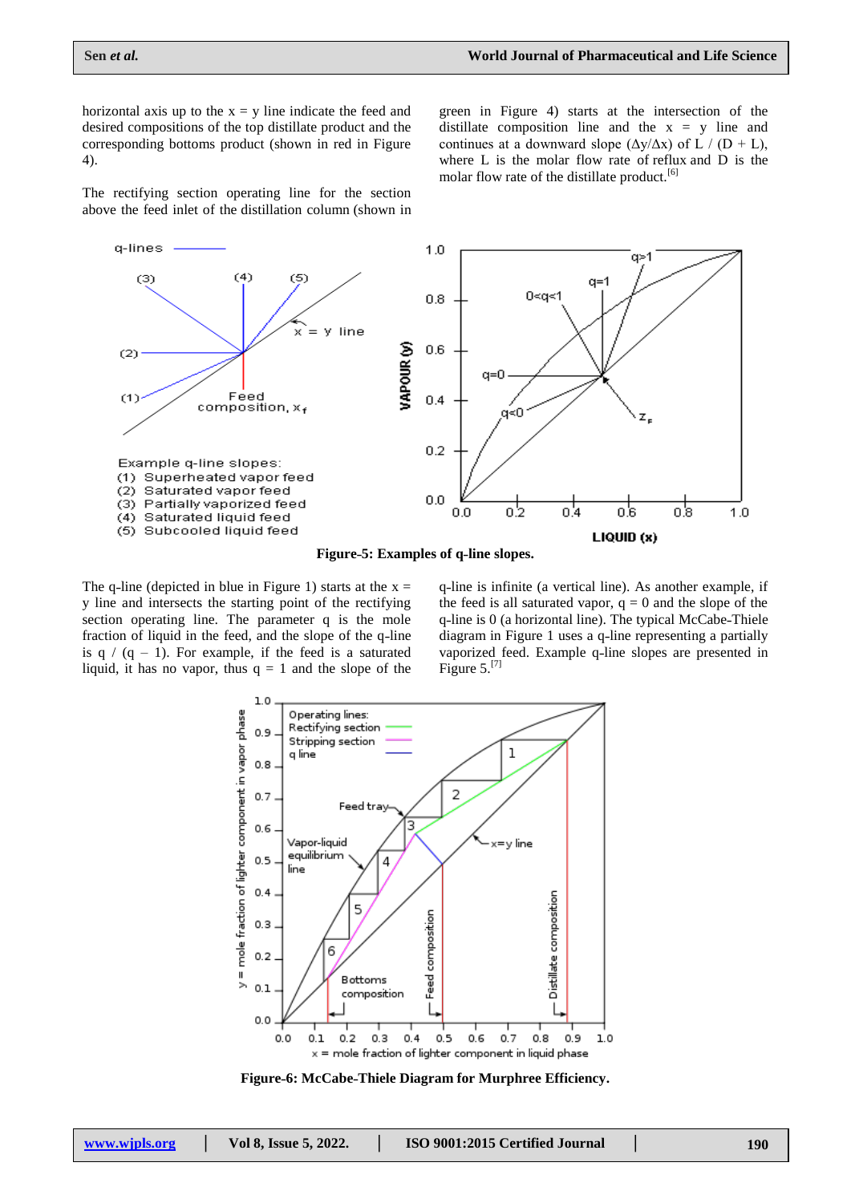horizontal axis up to the x = y line indicate the feed and desired compositions of the top distillate product and the corresponding bottoms product (shown in red in Figure 4).

The rectifying section operating line for the section above the feed inlet of the distillation column (shown in green in Figure 4) starts at the intersection of the distillate composition line and the x = y line and continues at a downward slope ($\Delta y/\Delta x$) of L / (D + L), where L is the molar flow rate of reflux and D is the molar flow rate of the distillate product.[6]

**Figure-5: Examples of q-line slopes.**

The q-line (depicted in blue in Figure 1) starts at the x = y line and intersects the starting point of the rectifying section operating line. The parameter q is the mole fraction of liquid in the feed, and the slope of the q-line is q / (q – 1). For example, if the feed is a saturated liquid, it has no vapor, thus q = 1 and the slope of the q-line is infinite (a vertical line). As another example, if the feed is all saturated vapor, q = 0 and the slope of the q-line is 0 (a horizontal line). The typical McCabe-Thiele diagram in Figure 1 uses a q-line representing a partially vaporized feed. Example q-line slopes are presented in Figure 5.[7]

**Figure-6: McCabe-Thiele Diagram for Murphree Efficiency.**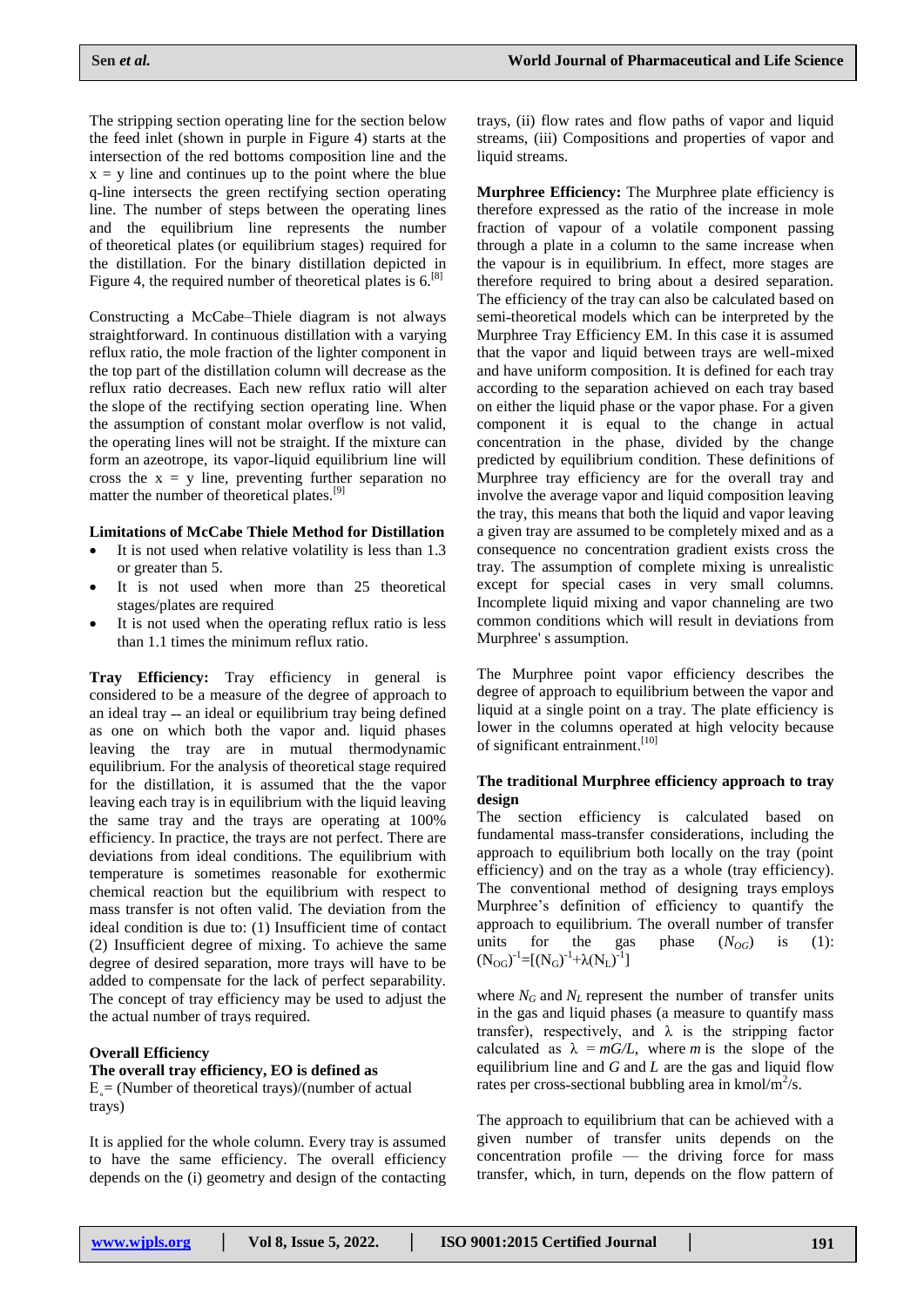The stripping section operating line for the section below the feed inlet (shown in purple in Figure 4) starts at the intersection of the red bottoms composition line and the $x = y$ line and continues up to the point where the blue q-line intersects the green rectifying section operating line. The number of steps between the operating lines and the equilibrium line represents the number of theoretical plates (or equilibrium stages) required for the distillation. For the binary distillation depicted in Figure 4, the required number of theoretical plates is 6.[8]

Constructing a McCabe–Thiele diagram is not always straightforward. In continuous distillation with a varying reflux ratio, the mole fraction of the lighter component in the top part of the distillation column will decrease as the reflux ratio decreases. Each new reflux ratio will alter the slope of the rectifying section operating line. When the assumption of constant molar overflow is not valid, the operating lines will not be straight. If the mixture can form an azeotrope, its vapor-liquid equilibrium line will cross the $x = y$ line, preventing further separation no matter the number of theoretical plates.[9]

**Limitations of McCabe Thiele Method for Distillation**

- It is not used when relative volatility is less than 1.3 or greater than 5.
- It is not used when more than 25 theoretical stages/plates are required
- It is not used when the operating reflux ratio is less than 1.1 times the minimum reflux ratio.

**Tray Efficiency:** Tray efficiency in general is considered to be a measure of the degree of approach to an ideal tray -- an ideal or equilibrium tray being defined as one on which both the vapor and. liquid phases leaving the tray are in mutual thermodynamic equilibrium. For the analysis of theoretical stage required for the distillation, it is assumed that the the vapor leaving each tray is in equilibrium with the liquid leaving the same tray and the trays are operating at 100% efficiency. In practice, the trays are not perfect. There are deviations from ideal conditions. The equilibrium with temperature is sometimes reasonable for exothermic chemical reaction but the equilibrium with respect to mass transfer is not often valid. The deviation from the ideal condition is due to: (1) Insufficient time of contact (2) Insufficient degree of mixing. To achieve the same degree of desired separation, more trays will have to be added to compensate for the lack of perfect separability. The concept of tray efficiency may be used to adjust the the actual number of trays required.

**Overall Efficiency**

**The overall tray efficiency, EO is defined as**

$E_{\circ}$ = (Number of theoretical trays)/(number of actual trays)

It is applied for the whole column. Every tray is assumed to have the same efficiency. The overall efficiency depends on the (i) geometry and design of the contacting trays, (ii) flow rates and flow paths of vapor and liquid streams, (iii) Compositions and properties of vapor and liquid streams.

**Murphree Efficiency:** The Murphree plate efficiency is therefore expressed as the ratio of the increase in mole fraction of vapour of a volatile component passing through a plate in a column to the same increase when the vapour is in equilibrium. In effect, more stages are therefore required to bring about a desired separation. The efficiency of the tray can also be calculated based on semi-theoretical models which can be interpreted by the Murphree Tray Efficiency EM. In this case it is assumed that the vapor and liquid between trays are well-mixed and have uniform composition. It is defined for each tray according to the separation achieved on each tray based on either the liquid phase or the vapor phase. For a given component it is equal to the change in actual concentration in the phase, divided by the change predicted by equilibrium condition. These definitions of Murphree tray efficiency are for the overall tray and involve the average vapor and liquid composition leaving the tray, this means that both the liquid and vapor leaving a given tray are assumed to be completely mixed and as a consequence no concentration gradient exists cross the tray. The assumption of complete mixing is unrealistic except for special cases in very small columns. Incomplete liquid mixing and vapor channeling are two common conditions which will result in deviations from Murphree' s assumption.

The Murphree point vapor efficiency describes the degree of approach to equilibrium between the vapor and liquid at a single point on a tray. The plate efficiency is lower in the columns operated at high velocity because of significant entrainment.[10]

**The traditional Murphree efficiency approach to tray design**

The section efficiency is calculated based on fundamental mass-transfer considerations, including the approach to equilibrium both locally on the tray (point efficiency) and on the tray as a whole (tray efficiency). The conventional method of designing trays employs Murphree's definition of efficiency to quantify the approach to equilibrium. The overall number of transfer units for the gas phase ($N_{OG}$) is (1): $(N_{OG})^{-1}=[(N_G)^{-1}+\lambda(N_L)^{-1}]$

where $N_G$ and $N_L$ represent the number of transfer units in the gas and liquid phases (a measure to quantify mass transfer), respectively, and $\lambda$ is the stripping factor calculated as $\lambda = mG/L$, where $m$ is the slope of the equilibrium line and $G$ and $L$ are the gas and liquid flow rates per cross-sectional bubbling area in kmol/m$^2$/s.

The approach to equilibrium that can be achieved with a given number of transfer units depends on the concentration profile — the driving force for mass transfer, which, in turn, depends on the flow pattern of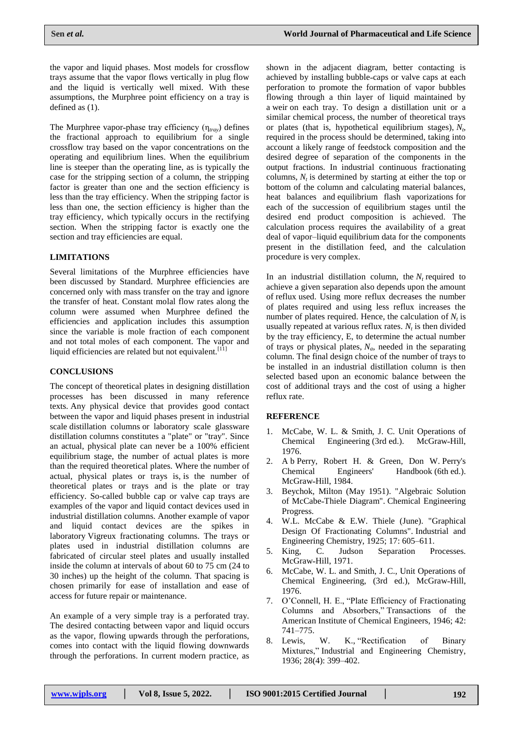the vapor and liquid phases. Most models for crossflow trays assume that the vapor flows vertically in plug flow and the liquid is vertically well mixed. With these assumptions, the Murphree point efficiency on a tray is defined as (1).

The Murphree vapor-phase tray efficiency ($\eta_{tray}$) defines the fractional approach to equilibrium for a single crossflow tray based on the vapor concentrations on the operating and equilibrium lines. When the equilibrium line is steeper than the operating line, as is typically the case for the stripping section of a column, the stripping factor is greater than one and the section efficiency is less than the tray efficiency. When the stripping factor is less than one, the section efficiency is higher than the tray efficiency, which typically occurs in the rectifying section. When the stripping factor is exactly one the section and tray efficiencies are equal.

## LIMITATIONS

Several limitations of the Murphree efficiencies have been discussed by Standard. Murphree efficiencies are concerned only with mass transfer on the tray and ignore the transfer of heat. Constant molal flow rates along the column were assumed when Murphree defined the efficiencies and application includes this assumption since the variable is mole fraction of each component and not total moles of each component. The vapor and liquid efficiencies are related but not equivalent.[11]

## CONCLUSIONS

The concept of theoretical plates in designing distillation processes has been discussed in many reference texts. Any physical device that provides good contact between the vapor and liquid phases present in industrial scale distillation columns or laboratory scale glassware distillation columns constitutes a "plate" or "tray". Since an actual, physical plate can never be a 100% efficient equilibrium stage, the number of actual plates is more than the required theoretical plates. Where the number of actual, physical plates or trays is, is the number of theoretical plates or trays and is the plate or tray efficiency. So-called bubble cap or valve cap trays are examples of the vapor and liquid contact devices used in industrial distillation columns. Another example of vapor and liquid contact devices are the spikes in laboratory Vigreux fractionating columns. The trays or plates used in industrial distillation columns are fabricated of circular steel plates and usually installed inside the column at intervals of about 60 to 75 cm (24 to 30 inches) up the height of the column. That spacing is chosen primarily for ease of installation and ease of access for future repair or maintenance.

An example of a very simple tray is a perforated tray. The desired contacting between vapor and liquid occurs as the vapor, flowing upwards through the perforations, comes into contact with the liquid flowing downwards through the perforations. In current modern practice, as shown in the adjacent diagram, better contacting is achieved by installing bubble-caps or valve caps at each perforation to promote the formation of vapor bubbles flowing through a thin layer of liquid maintained by a weir on each tray. To design a distillation unit or a similar chemical process, the number of theoretical trays or plates (that is, hypothetical equilibrium stages), $N_t$, required in the process should be determined, taking into account a likely range of feedstock composition and the desired degree of separation of the components in the output fractions. In industrial continuous fractionating columns, $N_t$ is determined by starting at either the top or bottom of the column and calculating material balances, heat balances and equilibrium flash vaporizations for each of the succession of equilibrium stages until the desired end product composition is achieved. The calculation process requires the availability of a great deal of vapor–liquid equilibrium data for the components present in the distillation feed, and the calculation procedure is very complex.

In an industrial distillation column, the $N_t$ required to achieve a given separation also depends upon the amount of reflux used. Using more reflux decreases the number of plates required and using less reflux increases the number of plates required. Hence, the calculation of $N_t$ is usually repeated at various reflux rates. $N_t$ is then divided by the tray efficiency, E, to determine the actual number of trays or physical plates, $N_a$, needed in the separating column. The final design choice of the number of trays to be installed in an industrial distillation column is then selected based upon an economic balance between the cost of additional trays and the cost of using a higher reflux rate.

## REFERENCE

1. McCabe, W. L. & Smith, J. C. Unit Operations of Chemical Engineering (3rd ed.). McGraw-Hill, 1976.
2. A b Perry, Robert H. & Green, Don W. Perry's Chemical Engineers' Handbook (6th ed.). McGraw-Hill, 1984.
3. Beychok, Milton (May 1951). "Algebraic Solution of McCabe-Thiele Diagram". Chemical Engineering Progress.
4. W.L. McCabe & E.W. Thiele (June). "Graphical Design Of Fractionating Columns". Industrial and Engineering Chemistry, 1925; 17: 605–611.
5. King, C. Judson Separation Processes. McGraw-Hill, 1971.
6. McCabe, W. L. and Smith, J. C., Unit Operations of Chemical Engineering, (3rd ed.), McGraw-Hill, 1976.
7. O'Connell, H. E., "Plate Efficiency of Fractionating Columns and Absorbers," Transactions of the American Institute of Chemical Engineers, 1946; 42: 741–775.
8. Lewis, W. K., "Rectification of Binary Mixtures," Industrial and Engineering Chemistry, 1936; 28(4): 399–402.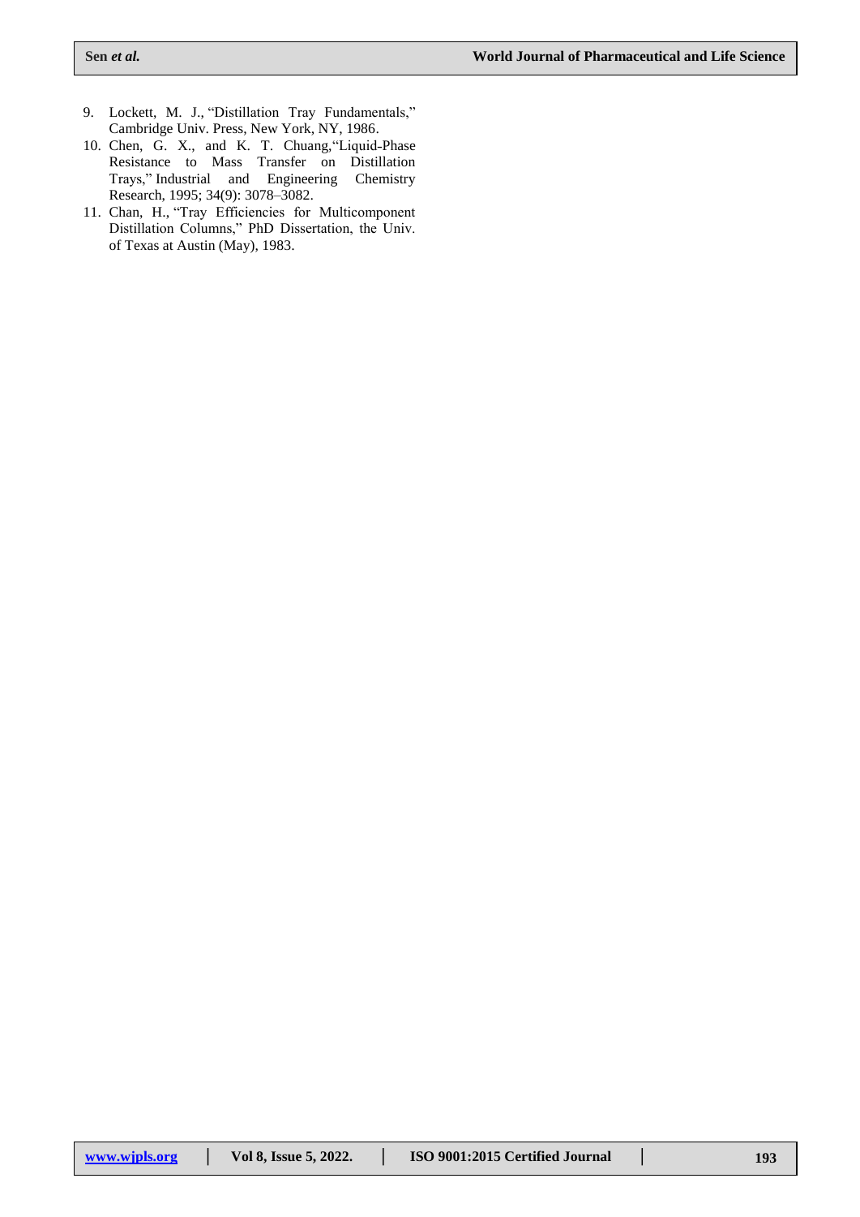9. Lockett, M. J., "Distillation Tray Fundamentals," Cambridge Univ. Press, New York, NY, 1986.
10. Chen, G. X., and K. T. Chuang,"Liquid-Phase Resistance to Mass Transfer on Distillation Trays," Industrial and Engineering Chemistry Research, 1995; 34(9): 3078–3082.
11. Chan, H., "Tray Efficiencies for Multicomponent Distillation Columns," PhD Dissertation, the Univ. of Texas at Austin (May), 1983.